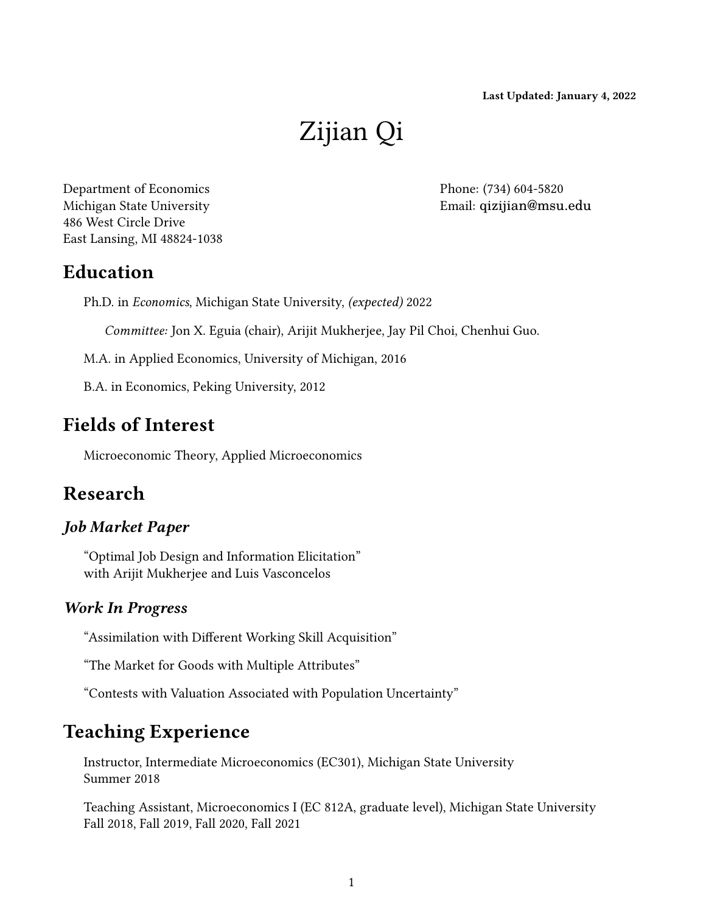**Last Updated: January 4, 2022**

# Zijian Qi

Department of Economics
Michigan State University
486 West Circle Drive
East Lansing, MI 48824-1038

Phone: (734) 604-5820
Email: qizijian@msu.edu

## Education

Ph.D. in *Economics*, Michigan State University, *(expected)* 2022

*Committee:* Jon X. Eguia (chair), Arijit Mukherjee, Jay Pil Choi, Chenhui Guo.

M.A. in Applied Economics, University of Michigan, 2016

B.A. in Economics, Peking University, 2012

## Fields of Interest

Microeconomic Theory, Applied Microeconomics

## Research

### *Job Market Paper*

"Optimal Job Design and Information Elicitation"
with Arijit Mukherjee and Luis Vasconcelos

### *Work In Progress*

"Assimilation with Different Working Skill Acquisition"

"The Market for Goods with Multiple Attributes"

"Contests with Valuation Associated with Population Uncertainty"

## Teaching Experience

Instructor, Intermediate Microeconomics (EC301), Michigan State University
Summer 2018

Teaching Assistant, Microeconomics I (EC 812A, graduate level), Michigan State University
Fall 2018, Fall 2019, Fall 2020, Fall 2021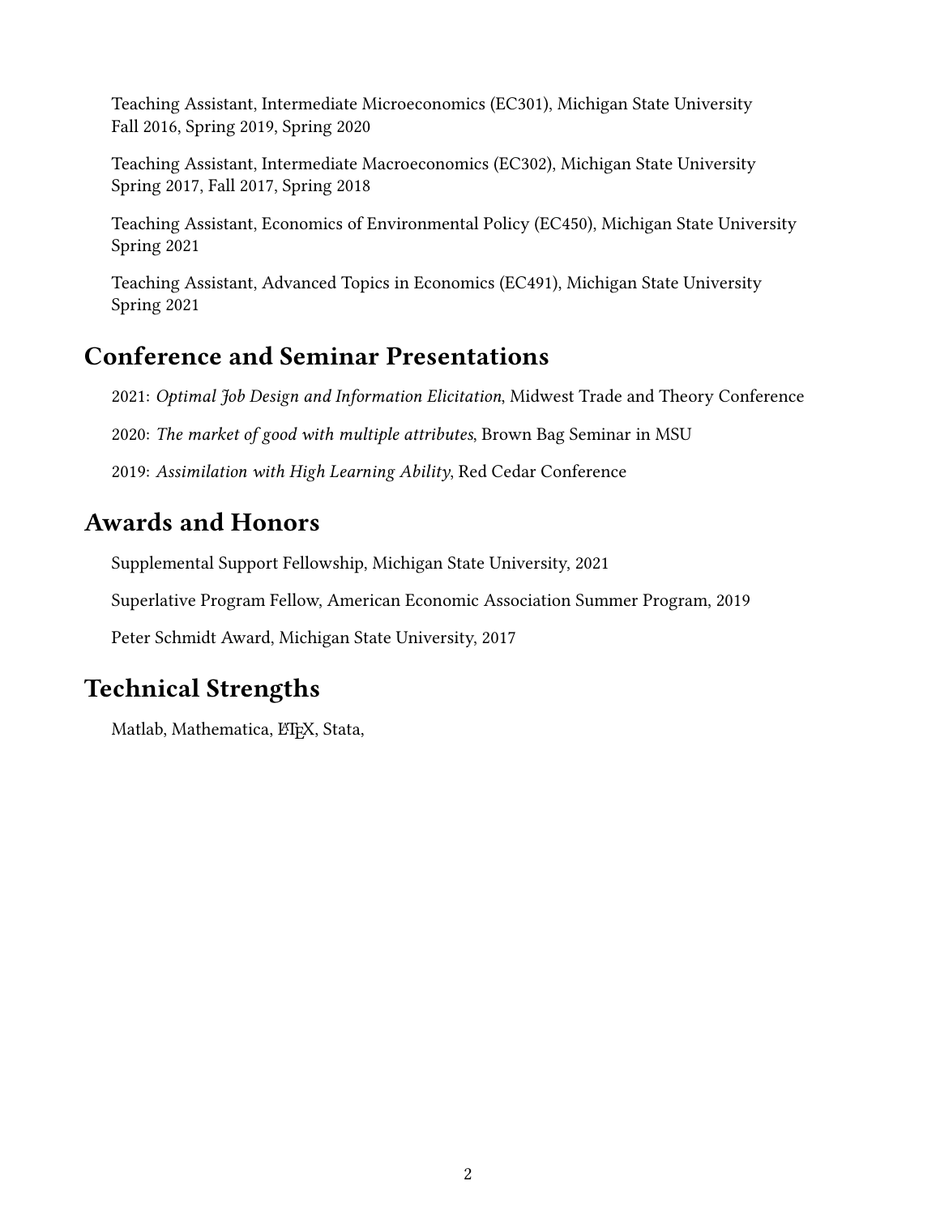Teaching Assistant, Intermediate Microeconomics (EC301), Michigan State University
Fall 2016, Spring 2019, Spring 2020

Teaching Assistant, Intermediate Macroeconomics (EC302), Michigan State University
Spring 2017, Fall 2017, Spring 2018

Teaching Assistant, Economics of Environmental Policy (EC450), Michigan State University
Spring 2021

Teaching Assistant, Advanced Topics in Economics (EC491), Michigan State University
Spring 2021

## Conference and Seminar Presentations

2021: *Optimal Job Design and Information Elicitation*, Midwest Trade and Theory Conference

2020: *The market of good with multiple attributes*, Brown Bag Seminar in MSU

2019: *Assimilation with High Learning Ability*, Red Cedar Conference

## Awards and Honors

Supplemental Support Fellowship, Michigan State University, 2021

Superlative Program Fellow, American Economic Association Summer Program, 2019

Peter Schmidt Award, Michigan State University, 2017

## Technical Strengths

Matlab, Mathematica, LaTeX, Stata,